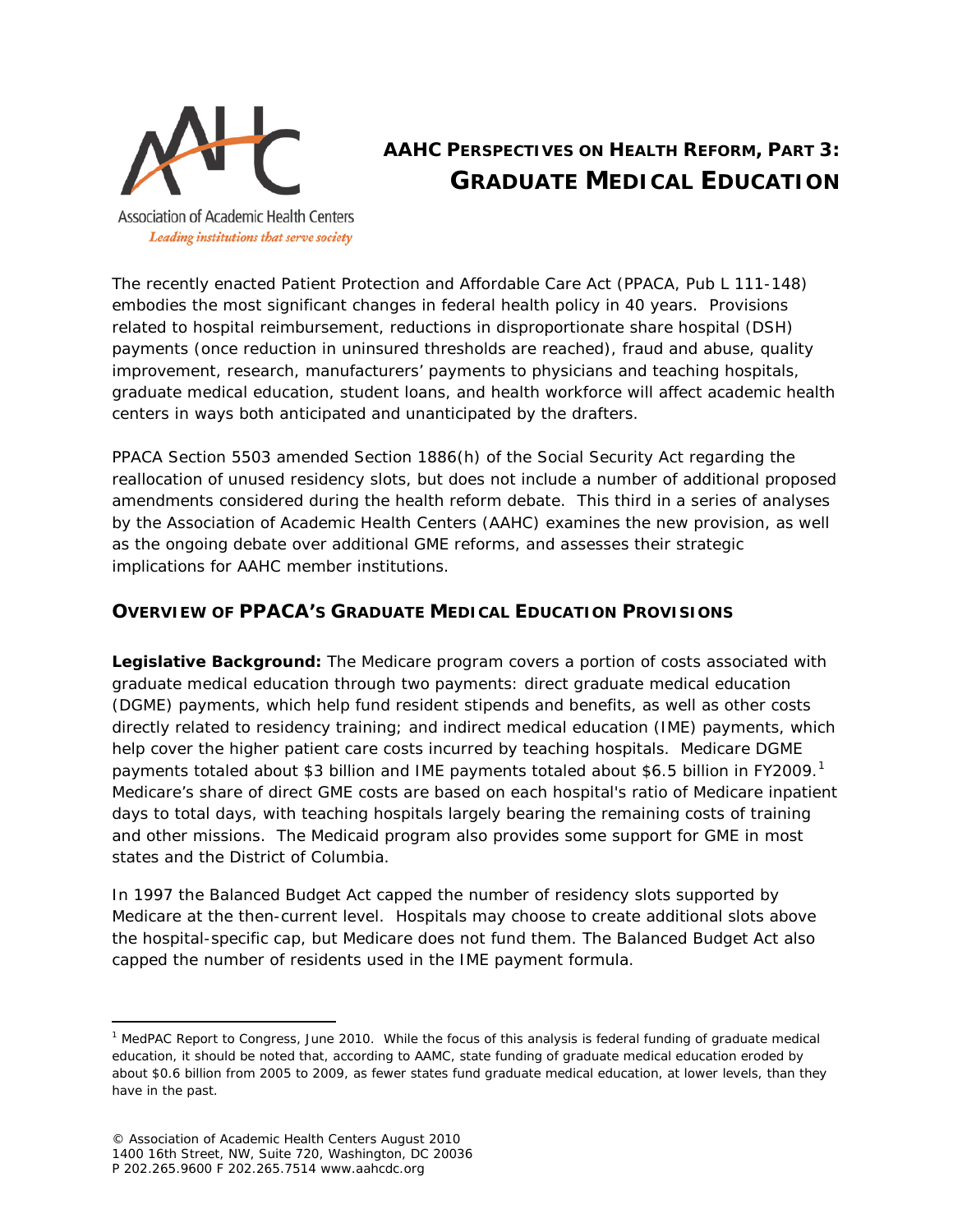Association of Academic Health Centers

*Leading institutions that serve society*

# AAHC Perspectives on Health Reform, Part 3: Graduate Medical Education

The recently enacted Patient Protection and Affordable Care Act (PPACA, Pub L 111-148) embodies the most significant changes in federal health policy in 40 years. Provisions related to hospital reimbursement, reductions in disproportionate share hospital (DSH) payments (once reduction in uninsured thresholds are reached), fraud and abuse, quality improvement, research, manufacturers' payments to physicians and teaching hospitals, graduate medical education, student loans, and health workforce will affect academic health centers in ways both anticipated and unanticipated by the drafters.

PPACA Section 5503 amended Section 1886(h) of the Social Security Act regarding the reallocation of unused residency slots, but does not include a number of additional proposed amendments considered during the health reform debate. This third in a series of analyses by the Association of Academic Health Centers (AAHC) examines the new provision, as well as the ongoing debate over additional GME reforms, and assesses their strategic implications for AAHC member institutions.

## Overview of PPACA's Graduate Medical Education Provisions

**Legislative Background:** The Medicare program covers a portion of costs associated with graduate medical education through two payments: direct graduate medical education (DGME) payments, which help fund resident stipends and benefits, as well as other costs directly related to residency training; and indirect medical education (IME) payments, which help cover the higher patient care costs incurred by teaching hospitals. Medicare DGME payments totaled about \$3 billion and IME payments totaled about \$6.5 billion in FY2009.[1] Medicare's share of direct GME costs are based on each hospital's ratio of Medicare inpatient days to total days, with teaching hospitals largely bearing the remaining costs of training and other missions. The Medicaid program also provides some support for GME in most states and the District of Columbia.

In 1997 the Balanced Budget Act capped the number of residency slots supported by Medicare at the then-current level. Hospitals may choose to create additional slots above the hospital-specific cap, but Medicare does not fund them. The Balanced Budget Act also capped the number of residents used in the IME payment formula.

---

[1] MedPAC Report to Congress, June 2010. While the focus of this analysis is federal funding of graduate medical education, it should be noted that, according to AAMC, state funding of graduate medical education eroded by about \$0.6 billion from 2005 to 2009, as fewer states fund graduate medical education, at lower levels, than they have in the past.

© Association of Academic Health Centers August 2010
1400 16th Street, NW, Suite 720, Washington, DC 20036
P 202.265.9600 F 202.265.7514 www.aahcdc.org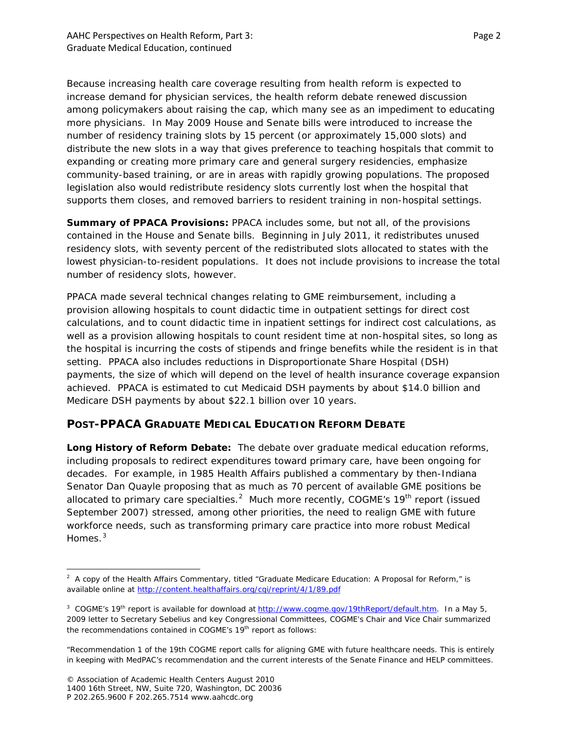Because increasing health care coverage resulting from health reform is expected to increase demand for physician services, the health reform debate renewed discussion among policymakers about raising the cap, which many see as an impediment to educating more physicians. In May 2009 House and Senate bills were introduced to increase the number of residency training slots by 15 percent (or approximately 15,000 slots) and distribute the new slots in a way that gives preference to teaching hospitals that commit to expanding or creating more primary care and general surgery residencies, emphasize community-based training, or are in areas with rapidly growing populations. The proposed legislation also would redistribute residency slots currently lost when the hospital that supports them closes, and removed barriers to resident training in non-hospital settings.

**Summary of PPACA Provisions:** PPACA includes some, but not all, of the provisions contained in the House and Senate bills. Beginning in July 2011, it redistributes unused residency slots, with seventy percent of the redistributed slots allocated to states with the lowest physician-to-resident populations. It does not include provisions to increase the total number of residency slots, however.

PPACA made several technical changes relating to GME reimbursement, including a provision allowing hospitals to count didactic time in outpatient settings for direct cost calculations, and to count didactic time in inpatient settings for indirect cost calculations, as well as a provision allowing hospitals to count resident time at non-hospital sites, so long as the hospital is incurring the costs of stipends and fringe benefits while the resident is in that setting. PPACA also includes reductions in Disproportionate Share Hospital (DSH) payments, the size of which will depend on the level of health insurance coverage expansion achieved. PPACA is estimated to cut Medicaid DSH payments by about $14.0 billion and Medicare DSH payments by about $22.1 billion over 10 years.

## POST-PPACA GRADUATE MEDICAL EDUCATION REFORM DEBATE

**Long History of Reform Debate:** The debate over graduate medical education reforms, including proposals to redirect expenditures toward primary care, have been ongoing for decades. For example, in 1985 Health Affairs published a commentary by then-Indiana Senator Dan Quayle proposing that as much as 70 percent of available GME positions be allocated to primary care specialties.[2] Much more recently, COGME's 19th report (issued September 2007) stressed, among other priorities, the need to realign GME with future workforce needs, such as transforming primary care practice into more robust Medical Homes.[3]

---

[2] A copy of the Health Affairs Commentary, titled "Graduate Medicare Education: A Proposal for Reform," is available online at http://content.healthaffairs.org/cgi/reprint/4/1/89.pdf

[3] COGME's 19th report is available for download at http://www.cogme.gov/19thReport/default.htm. In a May 5, 2009 letter to Secretary Sebelius and key Congressional Committees, COGME's Chair and Vice Chair summarized the recommendations contained in COGME's 19th report as follows:

"Recommendation 1 of the 19th COGME report calls for aligning GME with future healthcare needs. This is entirely in keeping with MedPAC's recommendation and the current interests of the Senate Finance and HELP committees.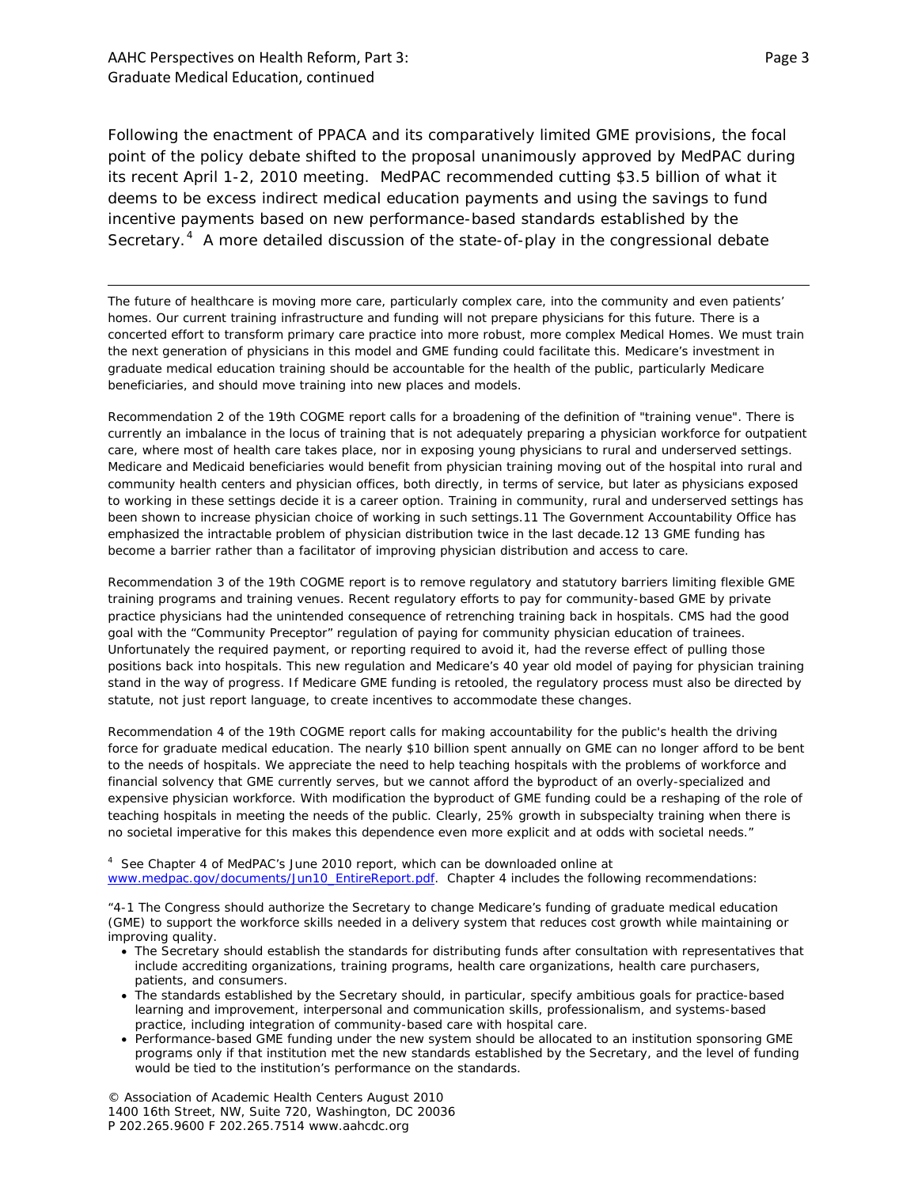Following the enactment of PPACA and its comparatively limited GME provisions, the focal point of the policy debate shifted to the proposal unanimously approved by MedPAC during its recent April 1-2, 2010 meeting. MedPAC recommended cutting $3.5 billion of what it deems to be excess indirect medical education payments and using the savings to fund incentive payments based on new performance-based standards established by the Secretary.[4] A more detailed discussion of the state-of-play in the congressional debate

---

The future of healthcare is moving more care, particularly complex care, into the community and even patients' homes. Our current training infrastructure and funding will not prepare physicians for this future. There is a concerted effort to transform primary care practice into more robust, more complex Medical Homes. We must train the next generation of physicians in this model and GME funding could facilitate this. Medicare's investment in graduate medical education training should be accountable for the health of the public, particularly Medicare beneficiaries, and should move training into new places and models.

Recommendation 2 of the 19th COGME report calls for a broadening of the definition of "training venue". There is currently an imbalance in the locus of training that is not adequately preparing a physician workforce for outpatient care, where most of health care takes place, nor in exposing young physicians to rural and underserved settings. Medicare and Medicaid beneficiaries would benefit from physician training moving out of the hospital into rural and community health centers and physician offices, both directly, in terms of service, but later as physicians exposed to working in these settings decide it is a career option. Training in community, rural and underserved settings has been shown to increase physician choice of working in such settings.11 The Government Accountability Office has emphasized the intractable problem of physician distribution twice in the last decade.12 13 GME funding has become a barrier rather than a facilitator of improving physician distribution and access to care.

Recommendation 3 of the 19th COGME report is to remove regulatory and statutory barriers limiting flexible GME training programs and training venues. Recent regulatory efforts to pay for community-based GME by private practice physicians had the unintended consequence of retrenching training back in hospitals. CMS had the good goal with the "Community Preceptor" regulation of paying for community physician education of trainees. Unfortunately the required payment, or reporting required to avoid it, had the reverse effect of pulling those positions back into hospitals. This new regulation and Medicare's 40 year old model of paying for physician training stand in the way of progress. If Medicare GME funding is retooled, the regulatory process must also be directed by statute, not just report language, to create incentives to accommodate these changes.

Recommendation 4 of the 19th COGME report calls for making accountability for the public's health the driving force for graduate medical education. The nearly $10 billion spent annually on GME can no longer afford to be bent to the needs of hospitals. We appreciate the need to help teaching hospitals with the problems of workforce and financial solvency that GME currently serves, but we cannot afford the byproduct of an overly-specialized and expensive physician workforce. With modification the byproduct of GME funding could be a reshaping of the role of teaching hospitals in meeting the needs of the public. Clearly, 25% growth in subspecialty training when there is no societal imperative for this makes this dependence even more explicit and at odds with societal needs."

[4] See Chapter 4 of MedPAC's June 2010 report, which can be downloaded online at www.medpac.gov/documents/Jun10_EntireReport.pdf. Chapter 4 includes the following recommendations:

"4-1 The Congress should authorize the Secretary to change Medicare's funding of graduate medical education (GME) to support the workforce skills needed in a delivery system that reduces cost growth while maintaining or improving quality.

- The Secretary should establish the standards for distributing funds after consultation with representatives that include accrediting organizations, training programs, health care organizations, health care purchasers, patients, and consumers.
- The standards established by the Secretary should, in particular, specify ambitious goals for practice-based learning and improvement, interpersonal and communication skills, professionalism, and systems-based practice, including integration of community-based care with hospital care.
- Performance-based GME funding under the new system should be allocated to an institution sponsoring GME programs only if that institution met the new standards established by the Secretary, and the level of funding would be tied to the institution's performance on the standards.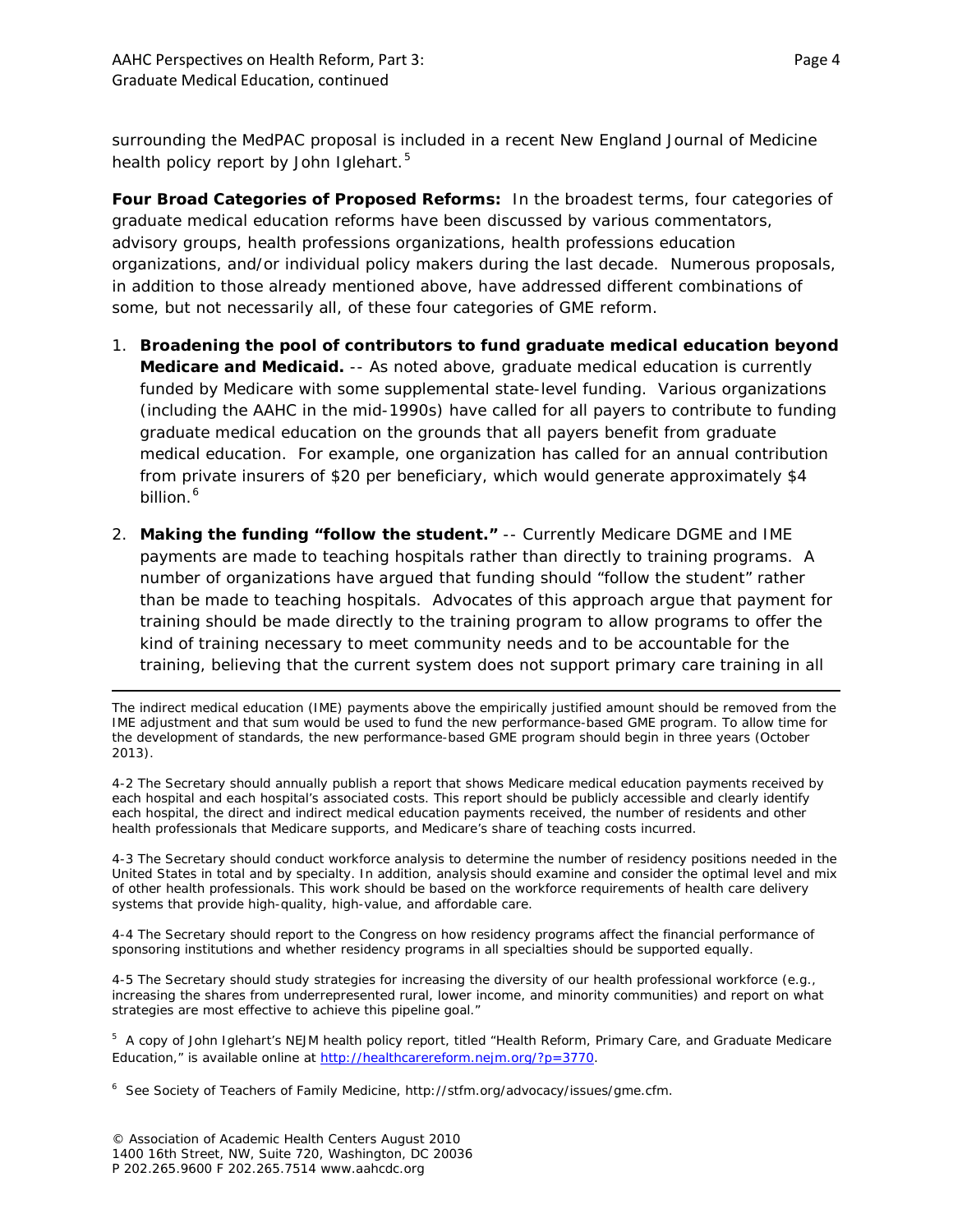surrounding the MedPAC proposal is included in a recent New England Journal of Medicine health policy report by John Iglehart.[5]

**Four Broad Categories of Proposed Reforms:** In the broadest terms, four categories of graduate medical education reforms have been discussed by various commentators, advisory groups, health professions organizations, health professions education organizations, and/or individual policy makers during the last decade. Numerous proposals, in addition to those already mentioned above, have addressed different combinations of some, but not necessarily all, of these four categories of GME reform.

1. **Broadening the pool of contributors to fund graduate medical education beyond Medicare and Medicaid.** -- As noted above, graduate medical education is currently funded by Medicare with some supplemental state-level funding. Various organizations (including the AAHC in the mid-1990s) have called for all payers to contribute to funding graduate medical education on the grounds that all payers benefit from graduate medical education. For example, one organization has called for an annual contribution from private insurers of $20 per beneficiary, which would generate approximately $4 billion.[6]

2. **Making the funding "follow the student."** -- Currently Medicare DGME and IME payments are made to teaching hospitals rather than directly to training programs. A number of organizations have argued that funding should "follow the student" rather than be made to teaching hospitals. Advocates of this approach argue that payment for training should be made directly to the training program to allow programs to offer the kind of training necessary to meet community needs and to be accountable for the training, believing that the current system does not support primary care training in all

---

The indirect medical education (IME) payments above the empirically justified amount should be removed from the IME adjustment and that sum would be used to fund the new performance-based GME program. To allow time for the development of standards, the new performance-based GME program should begin in three years (October 2013).

4-2 The Secretary should annually publish a report that shows Medicare medical education payments received by each hospital and each hospital's associated costs. This report should be publicly accessible and clearly identify each hospital, the direct and indirect medical education payments received, the number of residents and other health professionals that Medicare supports, and Medicare's share of teaching costs incurred.

4-3 The Secretary should conduct workforce analysis to determine the number of residency positions needed in the United States in total and by specialty. In addition, analysis should examine and consider the optimal level and mix of other health professionals. This work should be based on the workforce requirements of health care delivery systems that provide high-quality, high-value, and affordable care.

4-4 The Secretary should report to the Congress on how residency programs affect the financial performance of sponsoring institutions and whether residency programs in all specialties should be supported equally.

4-5 The Secretary should study strategies for increasing the diversity of our health professional workforce (e.g., increasing the shares from underrepresented rural, lower income, and minority communities) and report on what strategies are most effective to achieve this pipeline goal."

[5] A copy of John Iglehart's NEJM health policy report, titled "Health Reform, Primary Care, and Graduate Medicare Education," is available online at http://healthcarereform.nejm.org/?p=3770.

[6] See Society of Teachers of Family Medicine, http://stfm.org/advocacy/issues/gme.cfm.

© Association of Academic Health Centers August 2010
1400 16th Street, NW, Suite 720, Washington, DC 20036
P 202.265.9600 F 202.265.7514 www.aahcdc.org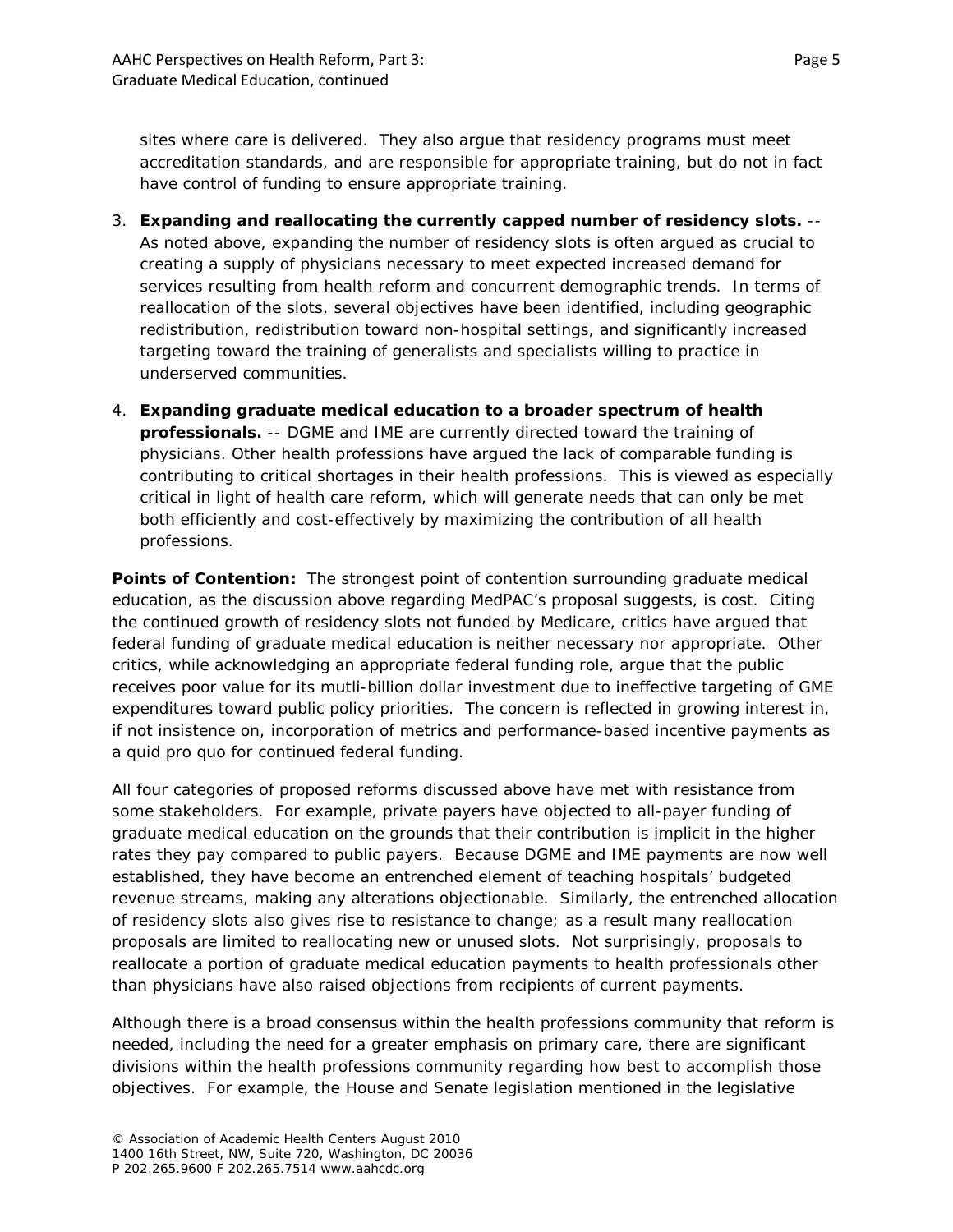sites where care is delivered. They also argue that residency programs must meet accreditation standards, and are responsible for appropriate training, but do not in fact have control of funding to ensure appropriate training.

3. **Expanding and reallocating the currently capped number of residency slots.** -- As noted above, expanding the number of residency slots is often argued as crucial to creating a supply of physicians necessary to meet expected increased demand for services resulting from health reform and concurrent demographic trends. In terms of reallocation of the slots, several objectives have been identified, including geographic redistribution, redistribution toward non-hospital settings, and significantly increased targeting toward the training of generalists and specialists willing to practice in underserved communities.

4. **Expanding graduate medical education to a broader spectrum of health professionals.** -- DGME and IME are currently directed toward the training of physicians. Other health professions have argued the lack of comparable funding is contributing to critical shortages in their health professions. This is viewed as especially critical in light of health care reform, which will generate needs that can only be met both efficiently and cost-effectively by maximizing the contribution of all health professions.

**Points of Contention:** The strongest point of contention surrounding graduate medical education, as the discussion above regarding MedPAC's proposal suggests, is cost. Citing the continued growth of residency slots not funded by Medicare, critics have argued that federal funding of graduate medical education is neither necessary nor appropriate. Other critics, while acknowledging an appropriate federal funding role, argue that the public receives poor value for its mutli-billion dollar investment due to ineffective targeting of GME expenditures toward public policy priorities. The concern is reflected in growing interest in, if not insistence on, incorporation of metrics and performance-based incentive payments as a quid pro quo for continued federal funding.

All four categories of proposed reforms discussed above have met with resistance from some stakeholders. For example, private payers have objected to all-payer funding of graduate medical education on the grounds that their contribution is implicit in the higher rates they pay compared to public payers. Because DGME and IME payments are now well established, they have become an entrenched element of teaching hospitals' budgeted revenue streams, making any alterations objectionable. Similarly, the entrenched allocation of residency slots also gives rise to resistance to change; as a result many reallocation proposals are limited to reallocating new or unused slots. Not surprisingly, proposals to reallocate a portion of graduate medical education payments to health professionals other than physicians have also raised objections from recipients of current payments.

Although there is a broad consensus within the health professions community that reform is needed, including the need for a greater emphasis on primary care, there are significant divisions within the health professions community regarding how best to accomplish those objectives. For example, the House and Senate legislation mentioned in the legislative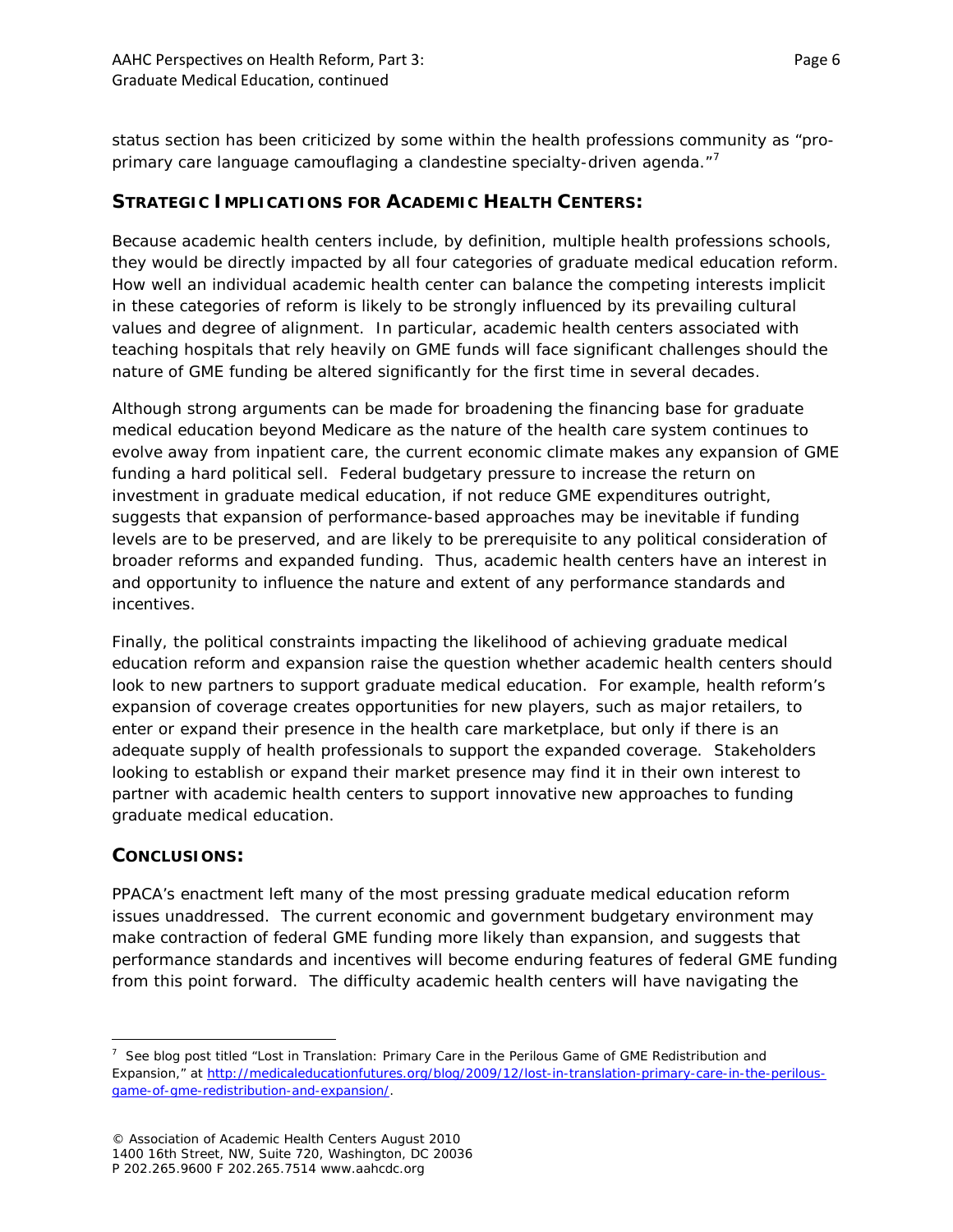status section has been criticized by some within the health professions community as "pro-primary care language camouflaging a clandestine specialty-driven agenda."[7]

## STRATEGIC IMPLICATIONS FOR ACADEMIC HEALTH CENTERS:

Because academic health centers include, by definition, multiple health professions schools, they would be directly impacted by all four categories of graduate medical education reform. How well an individual academic health center can balance the competing interests implicit in these categories of reform is likely to be strongly influenced by its prevailing cultural values and degree of alignment. In particular, academic health centers associated with teaching hospitals that rely heavily on GME funds will face significant challenges should the nature of GME funding be altered significantly for the first time in several decades.

Although strong arguments can be made for broadening the financing base for graduate medical education beyond Medicare as the nature of the health care system continues to evolve away from inpatient care, the current economic climate makes any expansion of GME funding a hard political sell. Federal budgetary pressure to increase the return on investment in graduate medical education, if not reduce GME expenditures outright, suggests that expansion of performance-based approaches may be inevitable if funding levels are to be preserved, and are likely to be prerequisite to any political consideration of broader reforms and expanded funding. Thus, academic health centers have an interest in and opportunity to influence the nature and extent of any performance standards and incentives.

Finally, the political constraints impacting the likelihood of achieving graduate medical education reform and expansion raise the question whether academic health centers should look to new partners to support graduate medical education. For example, health reform's expansion of coverage creates opportunities for new players, such as major retailers, to enter or expand their presence in the health care marketplace, but only if there is an adequate supply of health professionals to support the expanded coverage. Stakeholders looking to establish or expand their market presence may find it in their own interest to partner with academic health centers to support innovative new approaches to funding graduate medical education.

## CONCLUSIONS:

PPACA's enactment left many of the most pressing graduate medical education reform issues unaddressed. The current economic and government budgetary environment may make contraction of federal GME funding more likely than expansion, and suggests that performance standards and incentives will become enduring features of federal GME funding from this point forward. The difficulty academic health centers will have navigating the

[7] See blog post titled "Lost in Translation: Primary Care in the Perilous Game of GME Redistribution and Expansion," at http://medicaleducationfutures.org/blog/2009/12/lost-in-translation-primary-care-in-the-perilous-game-of-gme-redistribution-and-expansion/.

© Association of Academic Health Centers August 2010
1400 16th Street, NW, Suite 720, Washington, DC 20036
P 202.265.9600 F 202.265.7514 www.aahcdc.org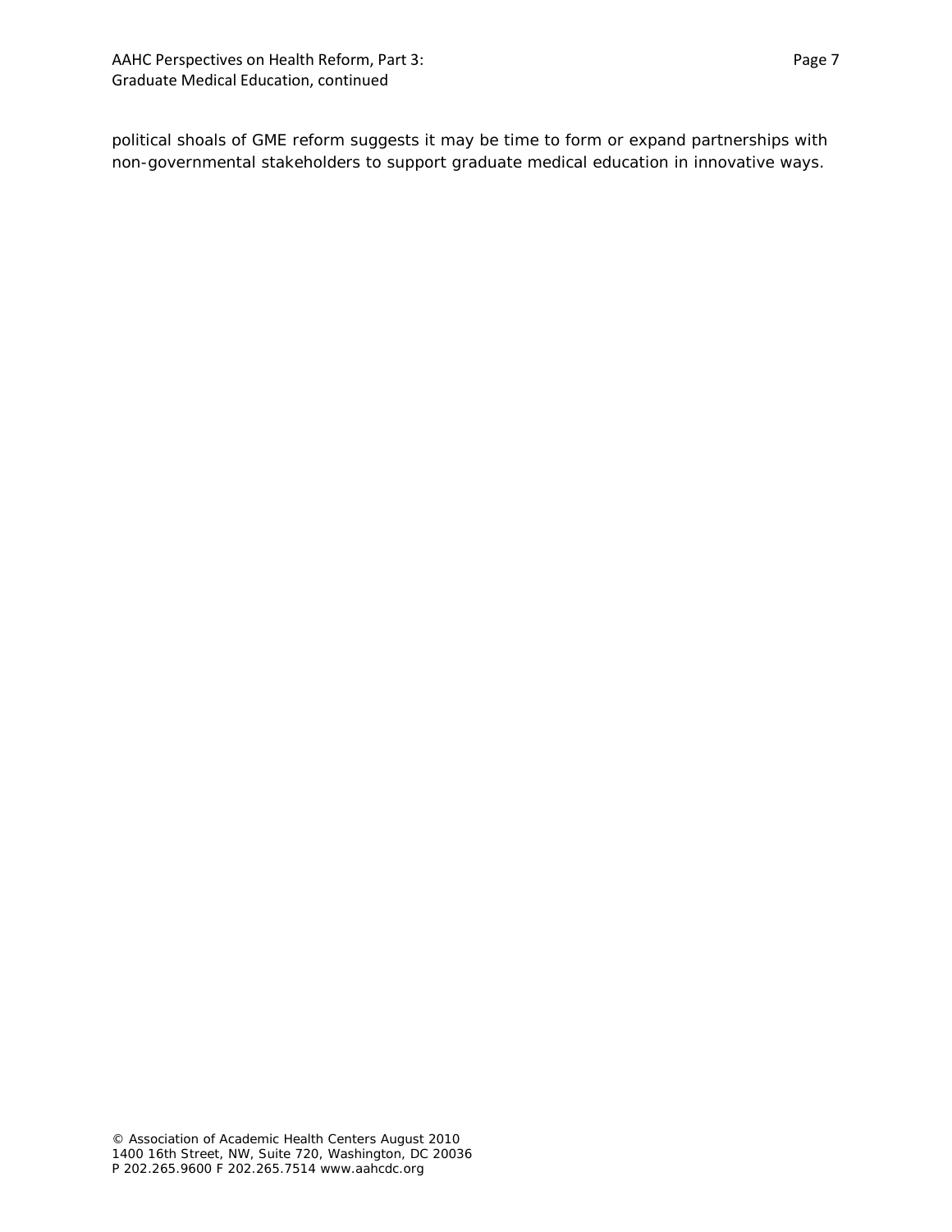political shoals of GME reform suggests it may be time to form or expand partnerships with non-governmental stakeholders to support graduate medical education in innovative ways.

© Association of Academic Health Centers August 2010
1400 16th Street, NW, Suite 720, Washington, DC 20036
P 202.265.9600 F 202.265.7514 www.aahcdc.org